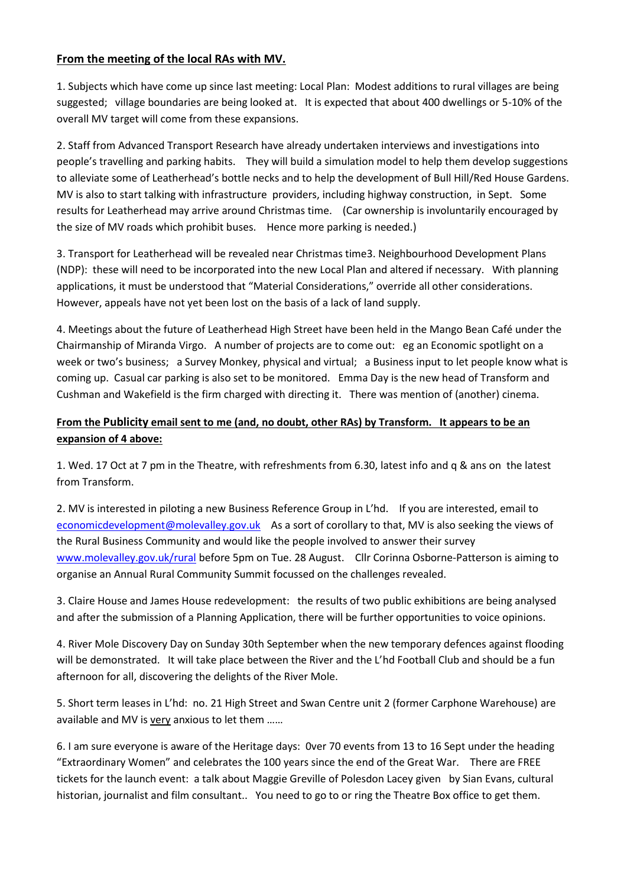**From the meeting of the local RAs with MV.**

1. Subjects which have come up since last meeting: Local Plan: Modest additions to rural villages are being suggested; village boundaries are being looked at. It is expected that about 400 dwellings or 5-10% of the overall MV target will come from these expansions.

2. Staff from Advanced Transport Research have already undertaken interviews and investigations into people's travelling and parking habits. They will build a simulation model to help them develop suggestions to alleviate some of Leatherhead's bottle necks and to help the development of Bull Hill/Red House Gardens. MV is also to start talking with infrastructure providers, including highway construction, in Sept. Some results for Leatherhead may arrive around Christmas time. (Car ownership is involuntarily encouraged by the size of MV roads which prohibit buses. Hence more parking is needed.)

3. Transport for Leatherhead will be revealed near Christmas time3. Neighbourhood Development Plans (NDP): these will need to be incorporated into the new Local Plan and altered if necessary. With planning applications, it must be understood that "Material Considerations," override all other considerations. However, appeals have not yet been lost on the basis of a lack of land supply.

4. Meetings about the future of Leatherhead High Street have been held in the Mango Bean Café under the Chairmanship of Miranda Virgo. A number of projects are to come out: eg an Economic spotlight on a week or two's business; a Survey Monkey, physical and virtual; a Business input to let people know what is coming up. Casual car parking is also set to be monitored. Emma Day is the new head of Transform and Cushman and Wakefield is the firm charged with directing it. There was mention of (another) cinema.

**From the Publicity email sent to me (and, no doubt, other RAs) by Transform. It appears to be an expansion of 4 above:**

1. Wed. 17 Oct at 7 pm in the Theatre, with refreshments from 6.30, latest info and q & ans on the latest from Transform.

2. MV is interested in piloting a new Business Reference Group in L'hd. If you are interested, email to economicdevelopment@molevalley.gov.uk As a sort of corollary to that, MV is also seeking the views of the Rural Business Community and would like the people involved to answer their survey www.molevalley.gov.uk/rural before 5pm on Tue. 28 August. Cllr Corinna Osborne-Patterson is aiming to organise an Annual Rural Community Summit focussed on the challenges revealed.

3. Claire House and James House redevelopment: the results of two public exhibitions are being analysed and after the submission of a Planning Application, there will be further opportunities to voice opinions.

4. River Mole Discovery Day on Sunday 30th September when the new temporary defences against flooding will be demonstrated. It will take place between the River and the L'hd Football Club and should be a fun afternoon for all, discovering the delights of the River Mole.

5. Short term leases in L'hd: no. 21 High Street and Swan Centre unit 2 (former Carphone Warehouse) are available and MV is very anxious to let them ……

6. I am sure everyone is aware of the Heritage days: 0ver 70 events from 13 to 16 Sept under the heading "Extraordinary Women" and celebrates the 100 years since the end of the Great War. There are FREE tickets for the launch event: a talk about Maggie Greville of Polesdon Lacey given by Sian Evans, cultural historian, journalist and film consultant.. You need to go to or ring the Theatre Box office to get them.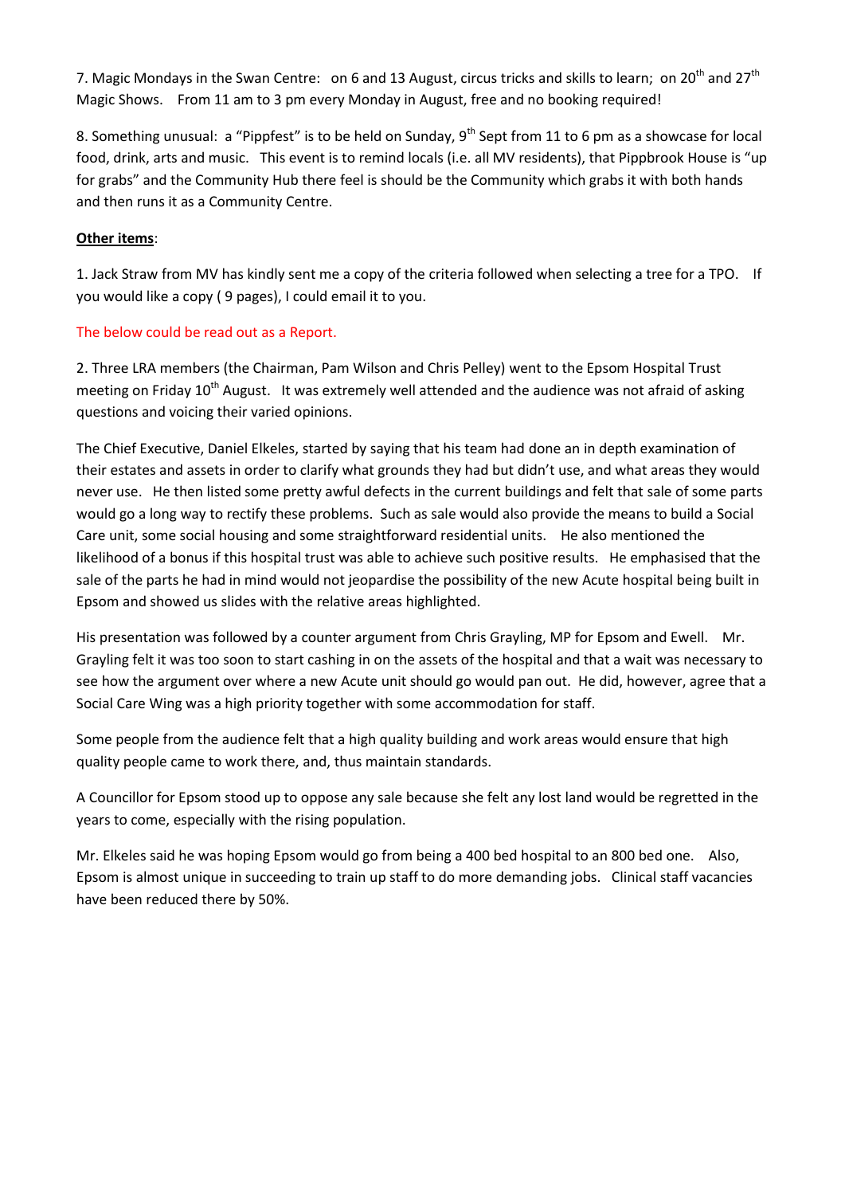7. Magic Mondays in the Swan Centre: on 6 and 13 August, circus tricks and skills to learn; on 20th and 27th Magic Shows. From 11 am to 3 pm every Monday in August, free and no booking required!

8. Something unusual: a "Pippfest" is to be held on Sunday, 9th Sept from 11 to 6 pm as a showcase for local food, drink, arts and music. This event is to remind locals (i.e. all MV residents), that Pippbrook House is "up for grabs" and the Community Hub there feel is should be the Community which grabs it with both hands and then runs it as a Community Centre.

**Other items**:

1. Jack Straw from MV has kindly sent me a copy of the criteria followed when selecting a tree for a TPO. If you would like a copy ( 9 pages), I could email it to you.

The below could be read out as a Report.

2. Three LRA members (the Chairman, Pam Wilson and Chris Pelley) went to the Epsom Hospital Trust meeting on Friday 10th August. It was extremely well attended and the audience was not afraid of asking questions and voicing their varied opinions.

The Chief Executive, Daniel Elkeles, started by saying that his team had done an in depth examination of their estates and assets in order to clarify what grounds they had but didn't use, and what areas they would never use. He then listed some pretty awful defects in the current buildings and felt that sale of some parts would go a long way to rectify these problems. Such as sale would also provide the means to build a Social Care unit, some social housing and some straightforward residential units. He also mentioned the likelihood of a bonus if this hospital trust was able to achieve such positive results. He emphasised that the sale of the parts he had in mind would not jeopardise the possibility of the new Acute hospital being built in Epsom and showed us slides with the relative areas highlighted.

His presentation was followed by a counter argument from Chris Grayling, MP for Epsom and Ewell. Mr. Grayling felt it was too soon to start cashing in on the assets of the hospital and that a wait was necessary to see how the argument over where a new Acute unit should go would pan out. He did, however, agree that a Social Care Wing was a high priority together with some accommodation for staff.

Some people from the audience felt that a high quality building and work areas would ensure that high quality people came to work there, and, thus maintain standards.

A Councillor for Epsom stood up to oppose any sale because she felt any lost land would be regretted in the years to come, especially with the rising population.

Mr. Elkeles said he was hoping Epsom would go from being a 400 bed hospital to an 800 bed one. Also, Epsom is almost unique in succeeding to train up staff to do more demanding jobs. Clinical staff vacancies have been reduced there by 50%.